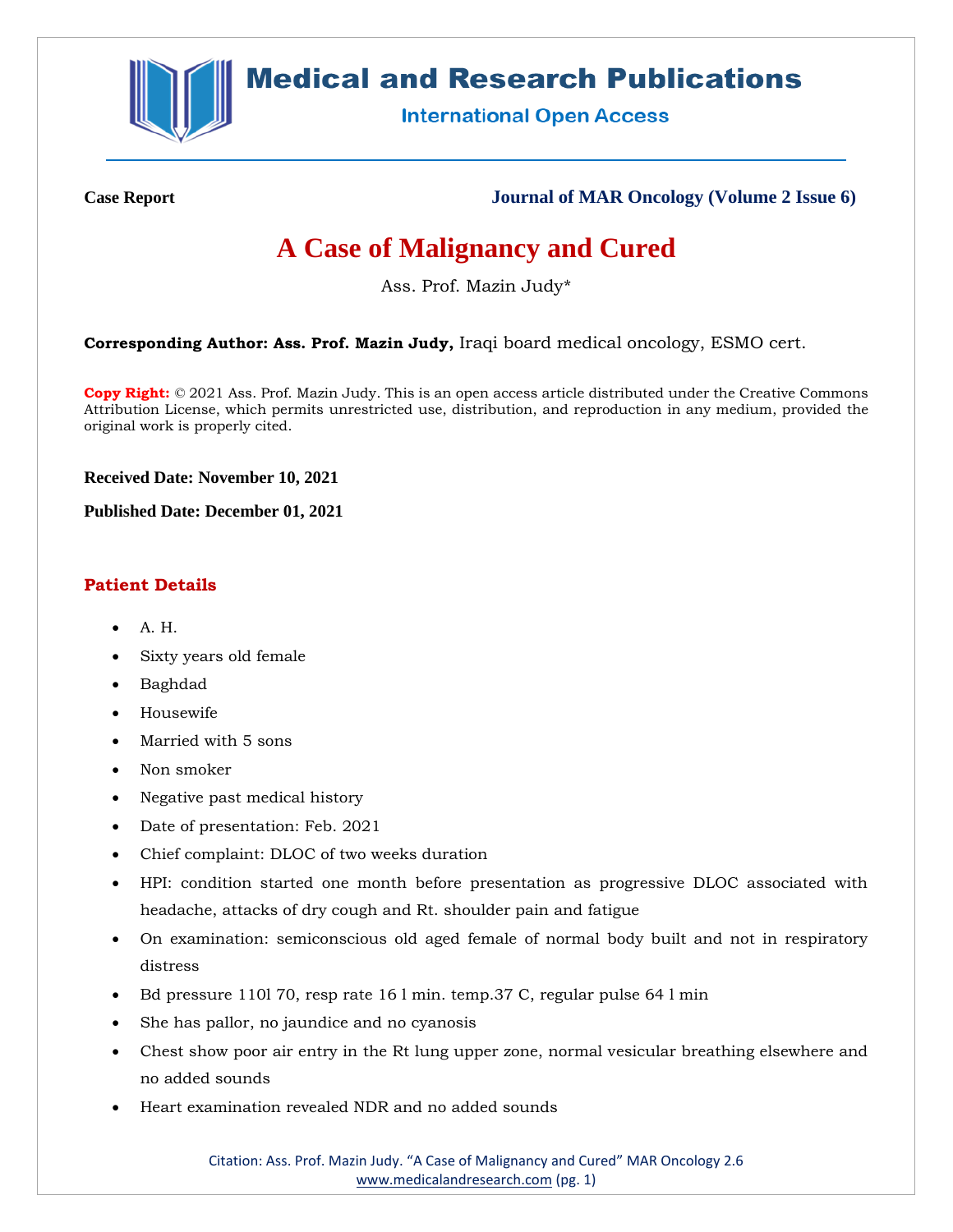**Case Report** **Journal of MAR Oncology (Volume 2 Issue 6)**

# A Case of Malignancy and Cured

Ass. Prof. Mazin Judy*

**Corresponding Author: Ass. Prof. Mazin Judy,** Iraqi board medical oncology, ESMO cert.

**Copy Right:** © 2021 Ass. Prof. Mazin Judy. This is an open access article distributed under the Creative Commons Attribution License, which permits unrestricted use, distribution, and reproduction in any medium, provided the original work is properly cited.

**Received Date: November 10, 2021**

**Published Date: December 01, 2021**

## Patient Details

- A. H.
- Sixty years old female
- Baghdad
- Housewife
- Married with 5 sons
- Non smoker
- Negative past medical history
- Date of presentation: Feb. 2021
- Chief complaint: DLOC of two weeks duration
- HPI: condition started one month before presentation as progressive DLOC associated with headache, attacks of dry cough and Rt. shoulder pain and fatigue
- On examination: semiconscious old aged female of normal body built and not in respiratory distress
- Bd pressure 110l 70, resp rate 16 l min. temp.37 C, regular pulse 64 l min
- She has pallor, no jaundice and no cyanosis
- Chest show poor air entry in the Rt lung upper zone, normal vesicular breathing elsewhere and no added sounds
- Heart examination revealed NDR and no added sounds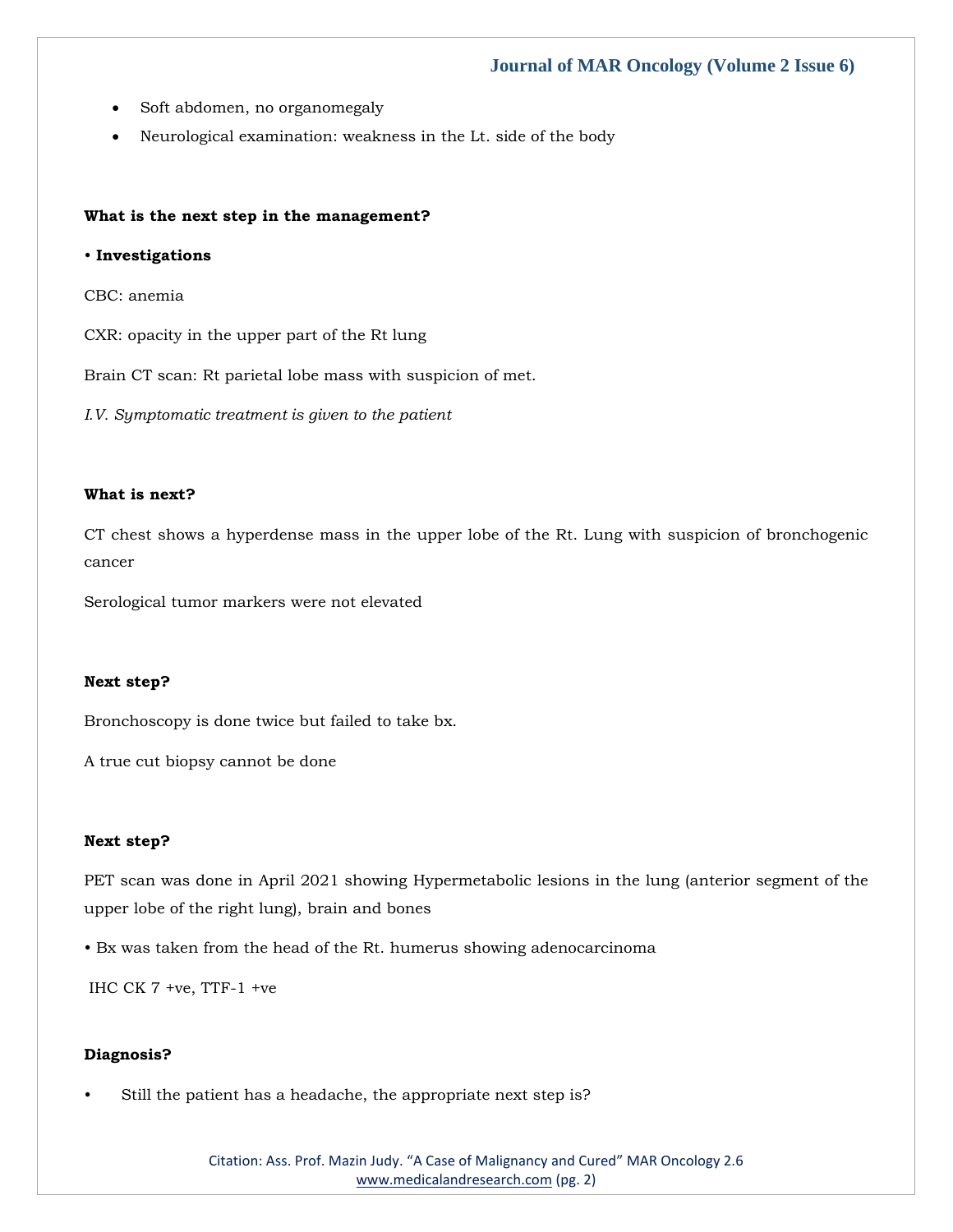- Soft abdomen, no organomegaly
- Neurological examination: weakness in the Lt. side of the body

**What is the next step in the management?**

• **Investigations**

CBC: anemia

CXR: opacity in the upper part of the Rt lung

Brain CT scan: Rt parietal lobe mass with suspicion of met.

*I.V. Symptomatic treatment is given to the patient*

**What is next?**

CT chest shows a hyperdense mass in the upper lobe of the Rt. Lung with suspicion of bronchogenic cancer

Serological tumor markers were not elevated

**Next step?**

Bronchoscopy is done twice but failed to take bx.

A true cut biopsy cannot be done

**Next step?**

PET scan was done in April 2021 showing Hypermetabolic lesions in the lung (anterior segment of the upper lobe of the right lung), brain and bones

• Bx was taken from the head of the Rt. humerus showing adenocarcinoma

IHC CK 7 +ve, TTF-1 +ve

**Diagnosis?**

- Still the patient has a headache, the appropriate next step is?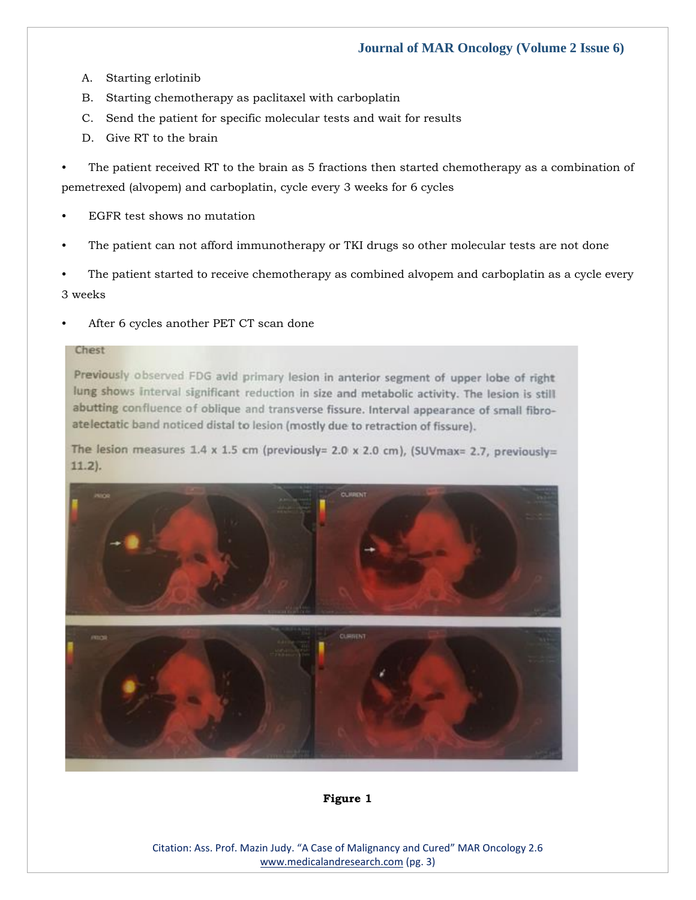A. Starting erlotinib
B. Starting chemotherapy as paclitaxel with carboplatin
C. Send the patient for specific molecular tests and wait for results
D. Give RT to the brain

- The patient received RT to the brain as 5 fractions then started chemotherapy as a combination of pemetrexed (alvopem) and carboplatin, cycle every 3 weeks for 6 cycles
- EGFR test shows no mutation
- The patient can not afford immunotherapy or TKI drugs so other molecular tests are not done
- The patient started to receive chemotherapy as combined alvopem and carboplatin as a cycle every 3 weeks
- After 6 cycles another PET CT scan done

**Figure 1**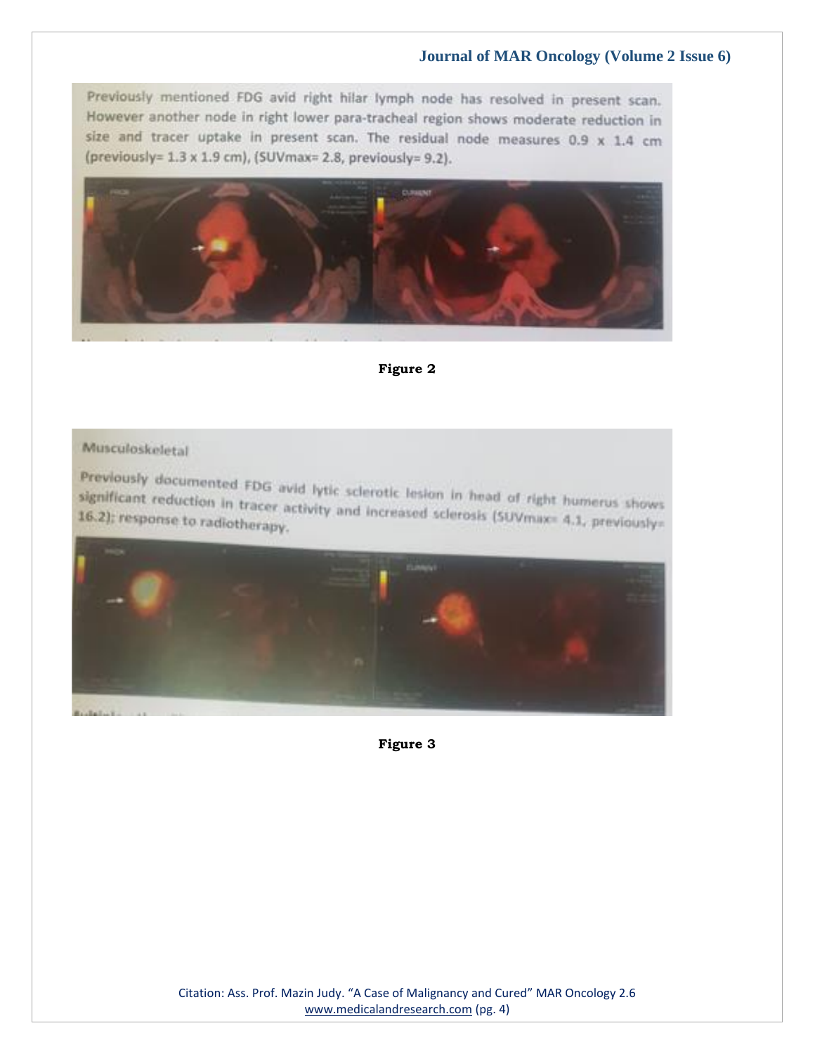Previously mentioned FDG avid right hilar lymph node has resolved in present scan. However another node in right lower para-tracheal region shows moderate reduction in size and tracer uptake in present scan. The residual node measures 0.9 x 1.4 cm (previously= 1.3 x 1.9 cm), (SUVmax= 2.8, previously= 9.2).

**Figure 2**

Musculoskeletal

Previously documented FDG avid lytic sclerotic lesion in head of right humerus shows significant reduction in tracer activity and increased sclerosis (SUVmax= 4.1, previously= 16.2); response to radiotherapy.

**Figure 3**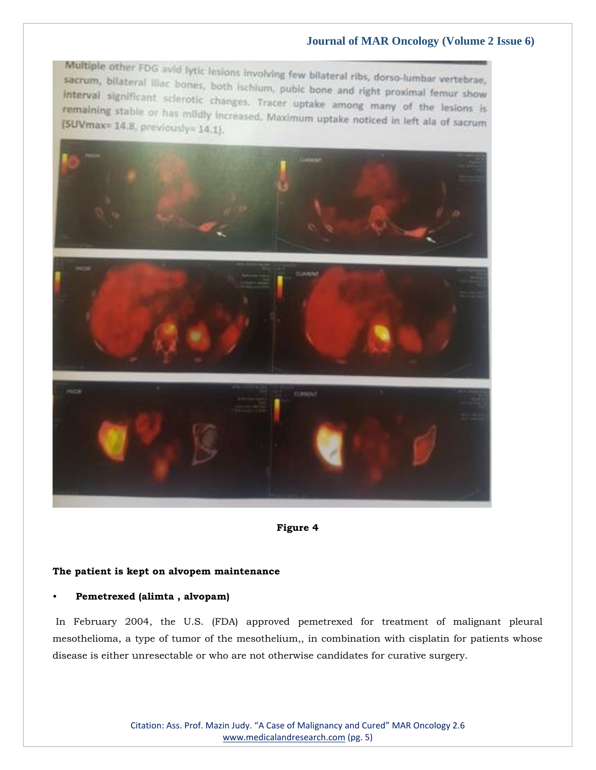Multiple other FDG avid lytic lesions involving few bilateral ribs, dorso-lumbar vertebrae, sacrum, bilateral iliac bones, both ischium, pubic bone and right proximal femur show interval significant sclerotic changes. Tracer uptake among many of the lesions is remaining stable or has mildly increased. Maximum uptake noticed in left ala of sacrum (SUVmax= 14.8, previously= 14.1).

**Figure 4**

**The patient is kept on alvopem maintenance**

- **Pemetrexed (alimta , alvopam)**

In February 2004, the U.S. (FDA) approved pemetrexed for treatment of malignant pleural mesothelioma, a type of tumor of the mesothelium,, in combination with cisplatin for patients whose disease is either unresectable or who are not otherwise candidates for curative surgery.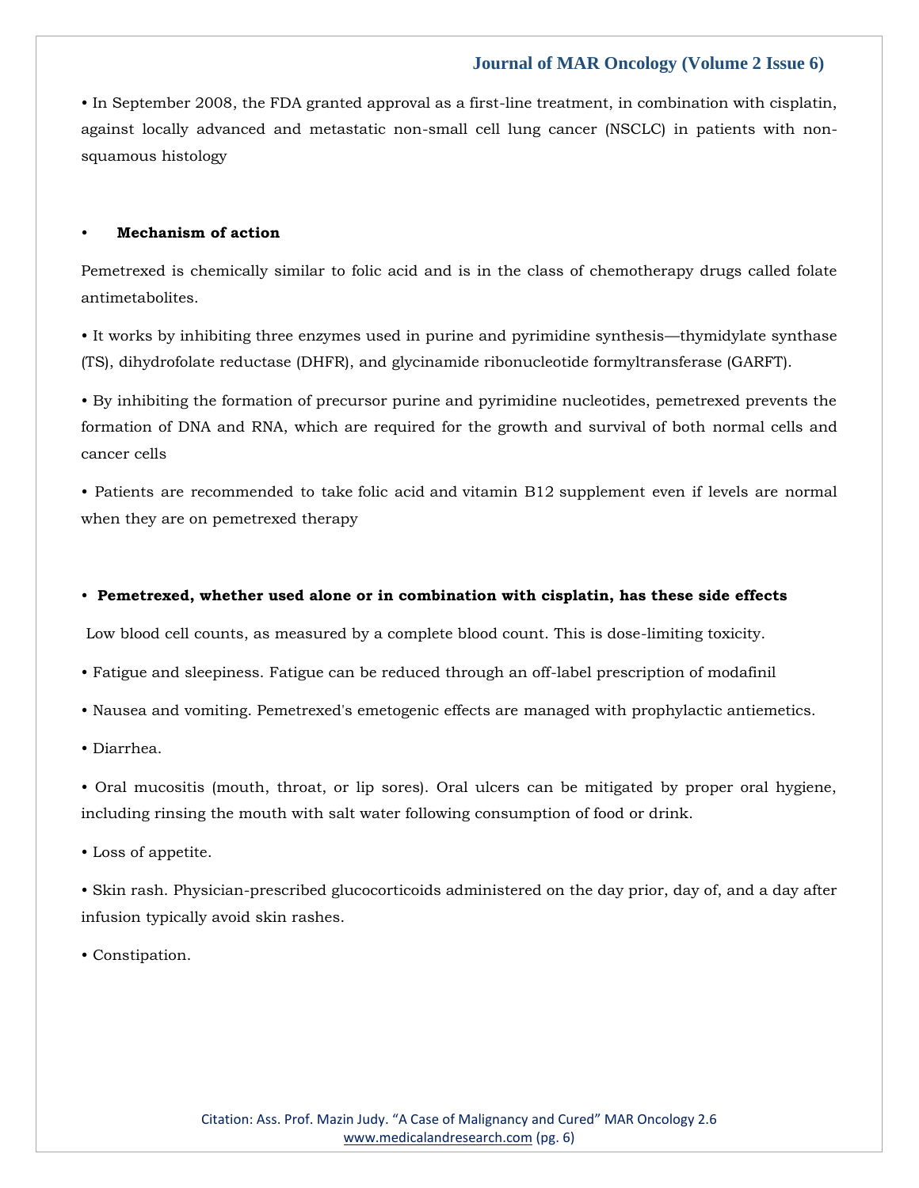• In September 2008, the FDA granted approval as a first-line treatment, in combination with cisplatin, against locally advanced and metastatic non-small cell lung cancer (NSCLC) in patients with non-squamous histology

- **Mechanism of action**

Pemetrexed is chemically similar to folic acid and is in the class of chemotherapy drugs called folate antimetabolites.

• It works by inhibiting three enzymes used in purine and pyrimidine synthesis—thymidylate synthase (TS), dihydrofolate reductase (DHFR), and glycinamide ribonucleotide formyltransferase (GARFT).

• By inhibiting the formation of precursor purine and pyrimidine nucleotides, pemetrexed prevents the formation of DNA and RNA, which are required for the growth and survival of both normal cells and cancer cells

• Patients are recommended to take folic acid and vitamin B12 supplement even if levels are normal when they are on pemetrexed therapy

- **Pemetrexed, whether used alone or in combination with cisplatin, has these side effects**

Low blood cell counts, as measured by a complete blood count. This is dose-limiting toxicity.

• Fatigue and sleepiness. Fatigue can be reduced through an off-label prescription of modafinil

• Nausea and vomiting. Pemetrexed's emetogenic effects are managed with prophylactic antiemetics.

• Diarrhea.

• Oral mucositis (mouth, throat, or lip sores). Oral ulcers can be mitigated by proper oral hygiene, including rinsing the mouth with salt water following consumption of food or drink.

• Loss of appetite.

• Skin rash. Physician-prescribed glucocorticoids administered on the day prior, day of, and a day after infusion typically avoid skin rashes.

• Constipation.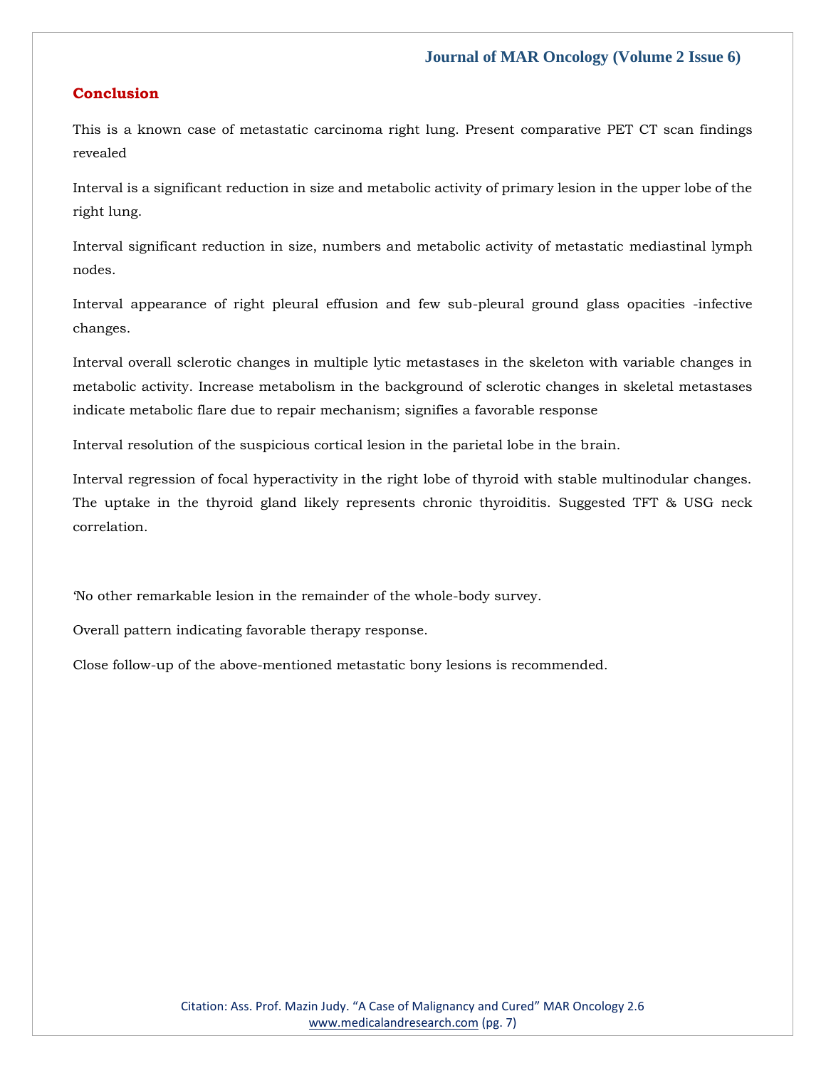## Conclusion

This is a known case of metastatic carcinoma right lung. Present comparative PET CT scan findings revealed

Interval is a significant reduction in size and metabolic activity of primary lesion in the upper lobe of the right lung.

Interval significant reduction in size, numbers and metabolic activity of metastatic mediastinal lymph nodes.

Interval appearance of right pleural effusion and few sub-pleural ground glass opacities -infective changes.

Interval overall sclerotic changes in multiple lytic metastases in the skeleton with variable changes in metabolic activity. Increase metabolism in the background of sclerotic changes in skeletal metastases indicate metabolic flare due to repair mechanism; signifies a favorable response

Interval resolution of the suspicious cortical lesion in the parietal lobe in the brain.

Interval regression of focal hyperactivity in the right lobe of thyroid with stable multinodular changes. The uptake in the thyroid gland likely represents chronic thyroiditis. Suggested TFT & USG neck correlation.

'No other remarkable lesion in the remainder of the whole-body survey.

Overall pattern indicating favorable therapy response.

Close follow-up of the above-mentioned metastatic bony lesions is recommended.